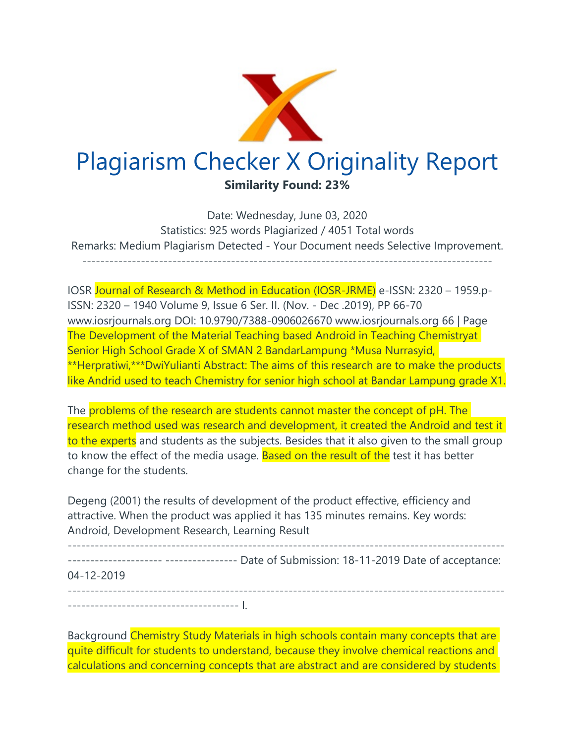# Plagiarism Checker X Originality Report

**Similarity Found: 23%**

Date: Wednesday, June 03, 2020
Statistics: 925 words Plagiarized / 4051 Total words
Remarks: Medium Plagiarism Detected - Your Document needs Selective Improvement.

-------------------------------------------------------------------------------------------

IOSR Journal of Research & Method in Education (IOSR-JRME) e-ISSN: 2320 – 1959.p-ISSN: 2320 – 1940 Volume 9, Issue 6 Ser. II. (Nov. - Dec .2019), PP 66-70 www.iosrjournals.org DOI: 10.9790/7388-0906026670 www.iosrjournals.org 66 | Page The Development of the Material Teaching based Android in Teaching Chemistryat Senior High School Grade X of SMAN 2 BandarLampung *Musa Nurrasyid, **Herpratiwi,***DwiYulianti Abstract: The aims of this research are to make the products like Andrid used to teach Chemistry for senior high school at Bandar Lampung grade X1.

The problems of the research are students cannot master the concept of pH. The research method used was research and development, it created the Android and test it to the experts and students as the subjects. Besides that it also given to the small group to know the effect of the media usage. Based on the result of the test it has better change for the students.

Degeng (2001) the results of development of the product effective, efficiency and attractive. When the product was applied it has 135 minutes remains. Key words: Android, Development Research, Learning Result

---------------------------------------------------------------------------------------------------
-------------------- ---------------- Date of Submission: 18-11-2019 Date of acceptance: 04-12-2019

---------------------------------------------------------------------------------------------------
-------------------------------------- I.

Background Chemistry Study Materials in high schools contain many concepts that are quite difficult for students to understand, because they involve chemical reactions and calculations and concerning concepts that are abstract and are considered by students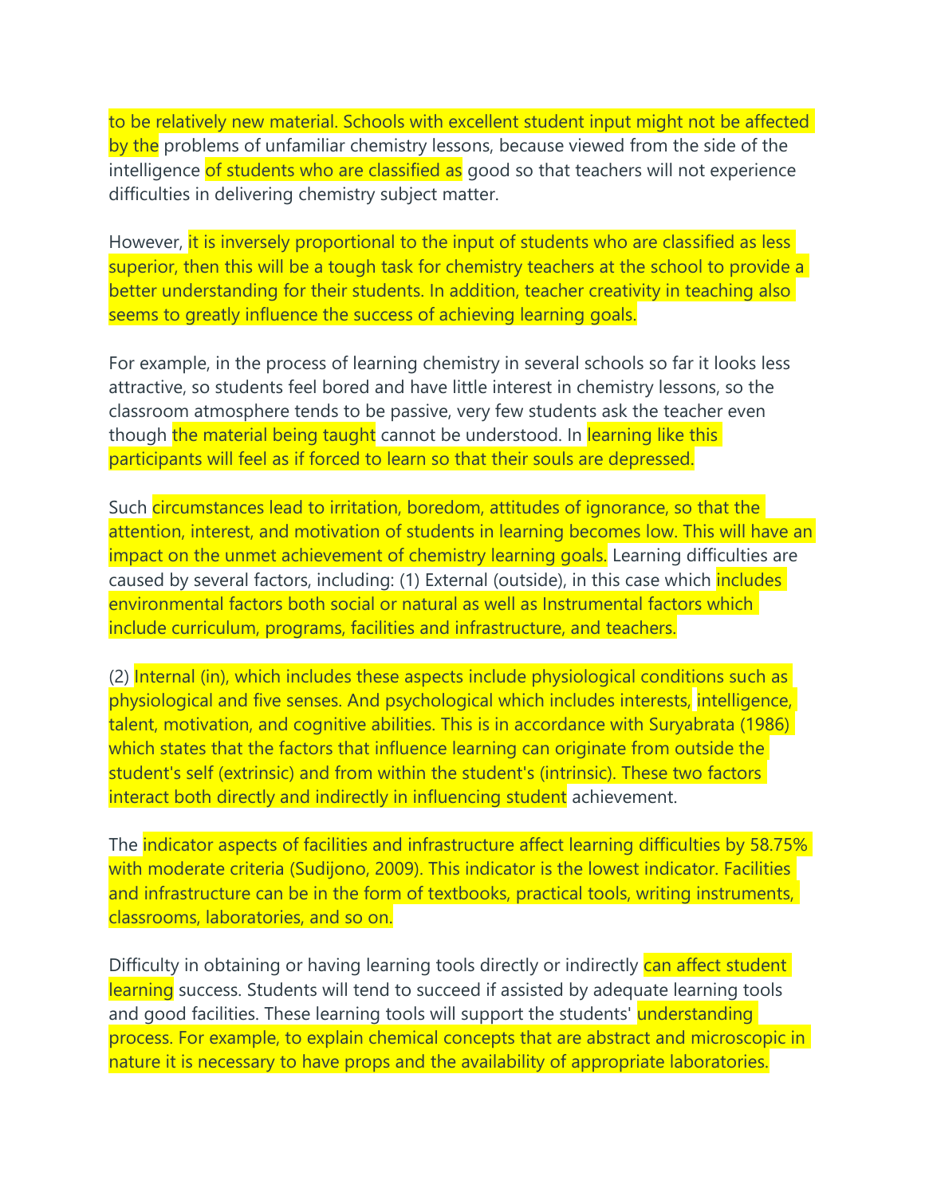to be relatively new material. Schools with excellent student input might not be affected by the problems of unfamiliar chemistry lessons, because viewed from the side of the intelligence of students who are classified as good so that teachers will not experience difficulties in delivering chemistry subject matter.

However, it is inversely proportional to the input of students who are classified as less superior, then this will be a tough task for chemistry teachers at the school to provide a better understanding for their students. In addition, teacher creativity in teaching also seems to greatly influence the success of achieving learning goals.

For example, in the process of learning chemistry in several schools so far it looks less attractive, so students feel bored and have little interest in chemistry lessons, so the classroom atmosphere tends to be passive, very few students ask the teacher even though the material being taught cannot be understood. In learning like this participants will feel as if forced to learn so that their souls are depressed.

Such circumstances lead to irritation, boredom, attitudes of ignorance, so that the attention, interest, and motivation of students in learning becomes low. This will have an impact on the unmet achievement of chemistry learning goals. Learning difficulties are caused by several factors, including: (1) External (outside), in this case which includes environmental factors both social or natural as well as Instrumental factors which include curriculum, programs, facilities and infrastructure, and teachers.

(2) Internal (in), which includes these aspects include physiological conditions such as physiological and five senses. And psychological which includes interests, intelligence, talent, motivation, and cognitive abilities. This is in accordance with Suryabrata (1986) which states that the factors that influence learning can originate from outside the student's self (extrinsic) and from within the student's (intrinsic). These two factors interact both directly and indirectly in influencing student achievement.

The indicator aspects of facilities and infrastructure affect learning difficulties by 58.75% with moderate criteria (Sudijono, 2009). This indicator is the lowest indicator. Facilities and infrastructure can be in the form of textbooks, practical tools, writing instruments, classrooms, laboratories, and so on.

Difficulty in obtaining or having learning tools directly or indirectly can affect student learning success. Students will tend to succeed if assisted by adequate learning tools and good facilities. These learning tools will support the students' understanding process. For example, to explain chemical concepts that are abstract and microscopic in nature it is necessary to have props and the availability of appropriate laboratories.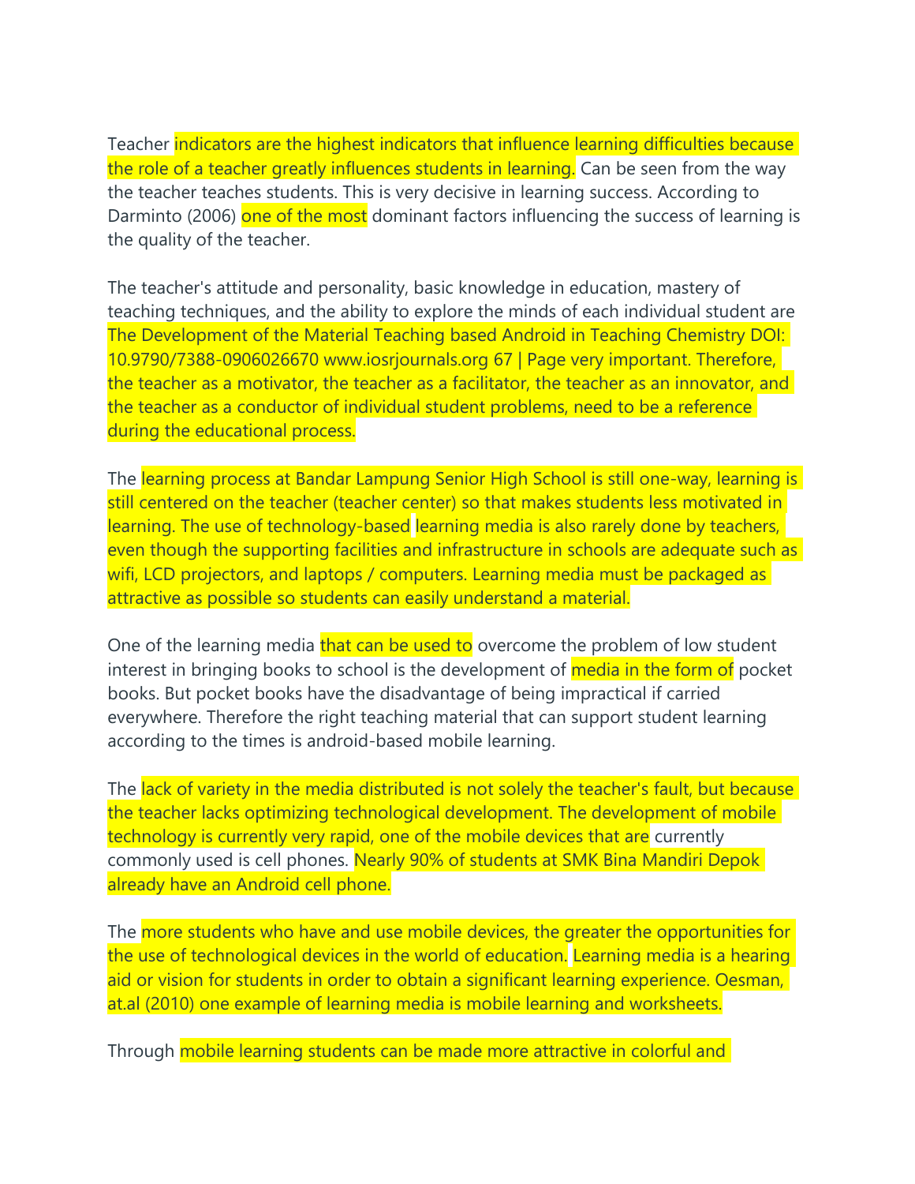Teacher indicators are the highest indicators that influence learning difficulties because the role of a teacher greatly influences students in learning. Can be seen from the way the teacher teaches students. This is very decisive in learning success. According to Darminto (2006) one of the most dominant factors influencing the success of learning is the quality of the teacher.

The teacher's attitude and personality, basic knowledge in education, mastery of teaching techniques, and the ability to explore the minds of each individual student are The Development of the Material Teaching based Android in Teaching Chemistry DOI: 10.9790/7388-0906026670 www.iosrjournals.org 67 | Page very important. Therefore, the teacher as a motivator, the teacher as a facilitator, the teacher as an innovator, and the teacher as a conductor of individual student problems, need to be a reference during the educational process.

The learning process at Bandar Lampung Senior High School is still one-way, learning is still centered on the teacher (teacher center) so that makes students less motivated in learning. The use of technology-based learning media is also rarely done by teachers, even though the supporting facilities and infrastructure in schools are adequate such as wifi, LCD projectors, and laptops / computers. Learning media must be packaged as attractive as possible so students can easily understand a material.

One of the learning media that can be used to overcome the problem of low student interest in bringing books to school is the development of media in the form of pocket books. But pocket books have the disadvantage of being impractical if carried everywhere. Therefore the right teaching material that can support student learning according to the times is android-based mobile learning.

The lack of variety in the media distributed is not solely the teacher's fault, but because the teacher lacks optimizing technological development. The development of mobile technology is currently very rapid, one of the mobile devices that are currently commonly used is cell phones. Nearly 90% of students at SMK Bina Mandiri Depok already have an Android cell phone.

The more students who have and use mobile devices, the greater the opportunities for the use of technological devices in the world of education. Learning media is a hearing aid or vision for students in order to obtain a significant learning experience. Oesman, at.al (2010) one example of learning media is mobile learning and worksheets.

Through mobile learning students can be made more attractive in colorful and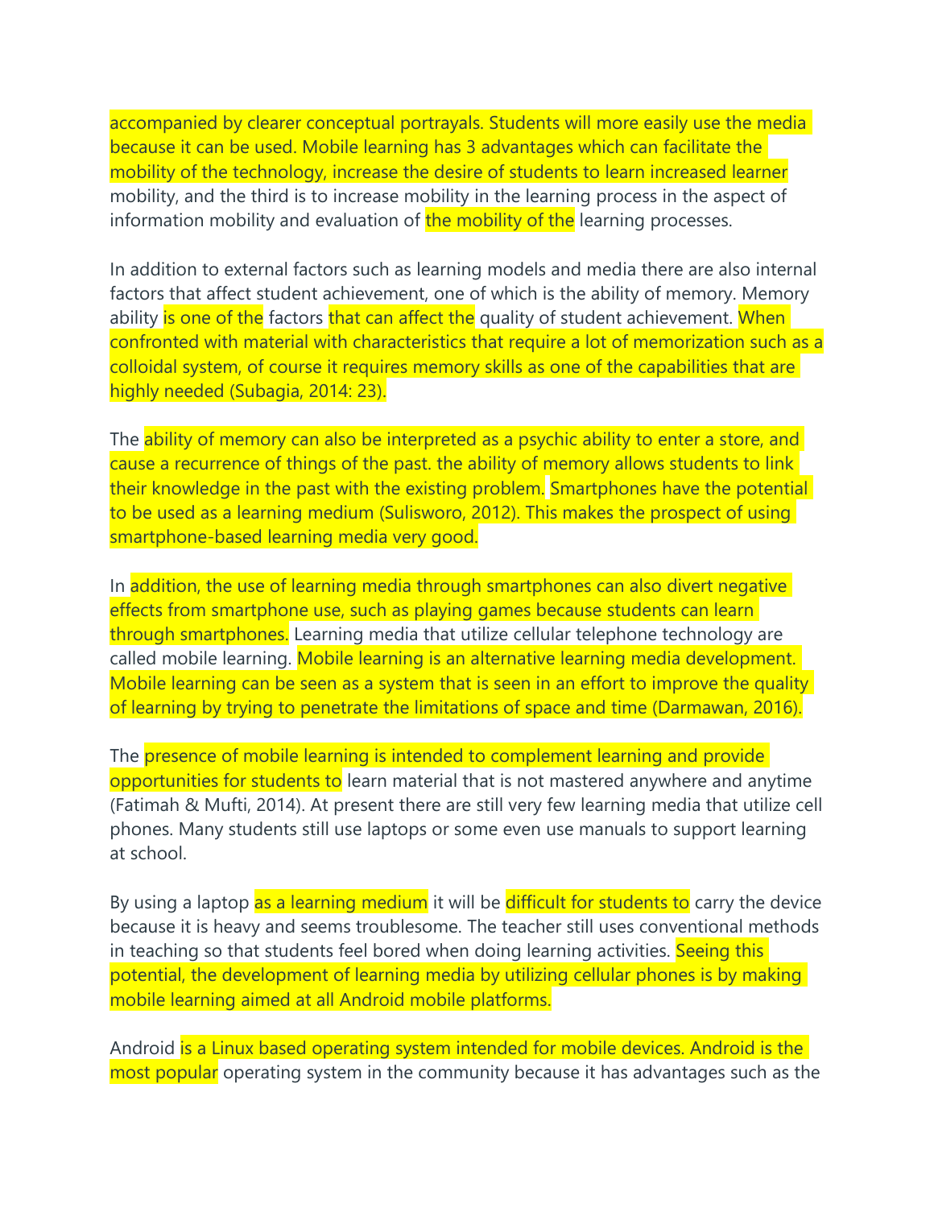accompanied by clearer conceptual portrayals. Students will more easily use the media because it can be used. Mobile learning has 3 advantages which can facilitate the mobility of the technology, increase the desire of students to learn increased learner mobility, and the third is to increase mobility in the learning process in the aspect of information mobility and evaluation of the mobility of the learning processes.

In addition to external factors such as learning models and media there are also internal factors that affect student achievement, one of which is the ability of memory. Memory ability is one of the factors that can affect the quality of student achievement. When confronted with material with characteristics that require a lot of memorization such as a colloidal system, of course it requires memory skills as one of the capabilities that are highly needed (Subagia, 2014: 23).

The ability of memory can also be interpreted as a psychic ability to enter a store, and cause a recurrence of things of the past. the ability of memory allows students to link their knowledge in the past with the existing problem. Smartphones have the potential to be used as a learning medium (Sulisworo, 2012). This makes the prospect of using smartphone-based learning media very good.

In addition, the use of learning media through smartphones can also divert negative effects from smartphone use, such as playing games because students can learn through smartphones. Learning media that utilize cellular telephone technology are called mobile learning. Mobile learning is an alternative learning media development. Mobile learning can be seen as a system that is seen in an effort to improve the quality of learning by trying to penetrate the limitations of space and time (Darmawan, 2016).

The presence of mobile learning is intended to complement learning and provide opportunities for students to learn material that is not mastered anywhere and anytime (Fatimah & Mufti, 2014). At present there are still very few learning media that utilize cell phones. Many students still use laptops or some even use manuals to support learning at school.

By using a laptop as a learning medium it will be difficult for students to carry the device because it is heavy and seems troublesome. The teacher still uses conventional methods in teaching so that students feel bored when doing learning activities. Seeing this potential, the development of learning media by utilizing cellular phones is by making mobile learning aimed at all Android mobile platforms.

Android is a Linux based operating system intended for mobile devices. Android is the most popular operating system in the community because it has advantages such as the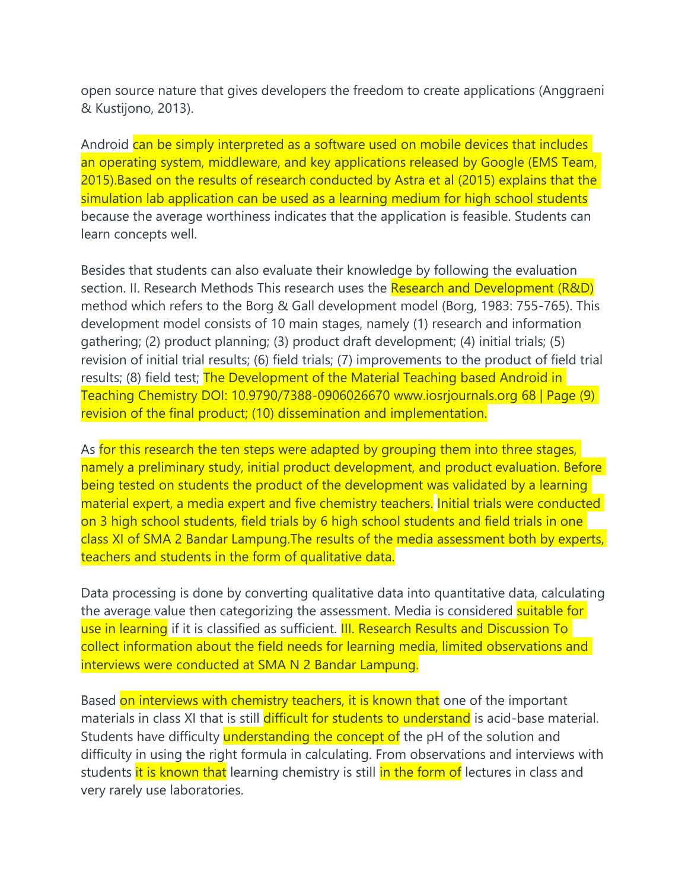open source nature that gives developers the freedom to create applications (Anggraeni & Kustijono, 2013).

Android can be simply interpreted as a software used on mobile devices that includes an operating system, middleware, and key applications released by Google (EMS Team, 2015).Based on the results of research conducted by Astra et al (2015) explains that the simulation lab application can be used as a learning medium for high school students because the average worthiness indicates that the application is feasible. Students can learn concepts well.

Besides that students can also evaluate their knowledge by following the evaluation section. II. Research Methods This research uses the Research and Development (R&D) method which refers to the Borg & Gall development model (Borg, 1983: 755-765). This development model consists of 10 main stages, namely (1) research and information gathering; (2) product planning; (3) product draft development; (4) initial trials; (5) revision of initial trial results; (6) field trials; (7) improvements to the product of field trial results; (8) field test; The Development of the Material Teaching based Android in Teaching Chemistry DOI: 10.9790/7388-0906026670 www.iosrjournals.org 68 | Page (9) revision of the final product; (10) dissemination and implementation.

As for this research the ten steps were adapted by grouping them into three stages, namely a preliminary study, initial product development, and product evaluation. Before being tested on students the product of the development was validated by a learning material expert, a media expert and five chemistry teachers. Initial trials were conducted on 3 high school students, field trials by 6 high school students and field trials in one class XI of SMA 2 Bandar Lampung.The results of the media assessment both by experts, teachers and students in the form of qualitative data.

Data processing is done by converting qualitative data into quantitative data, calculating the average value then categorizing the assessment. Media is considered suitable for use in learning if it is classified as sufficient. III. Research Results and Discussion To collect information about the field needs for learning media, limited observations and interviews were conducted at SMA N 2 Bandar Lampung.

Based on interviews with chemistry teachers, it is known that one of the important materials in class XI that is still difficult for students to understand is acid-base material. Students have difficulty understanding the concept of the pH of the solution and difficulty in using the right formula in calculating. From observations and interviews with students it is known that learning chemistry is still in the form of lectures in class and very rarely use laboratories.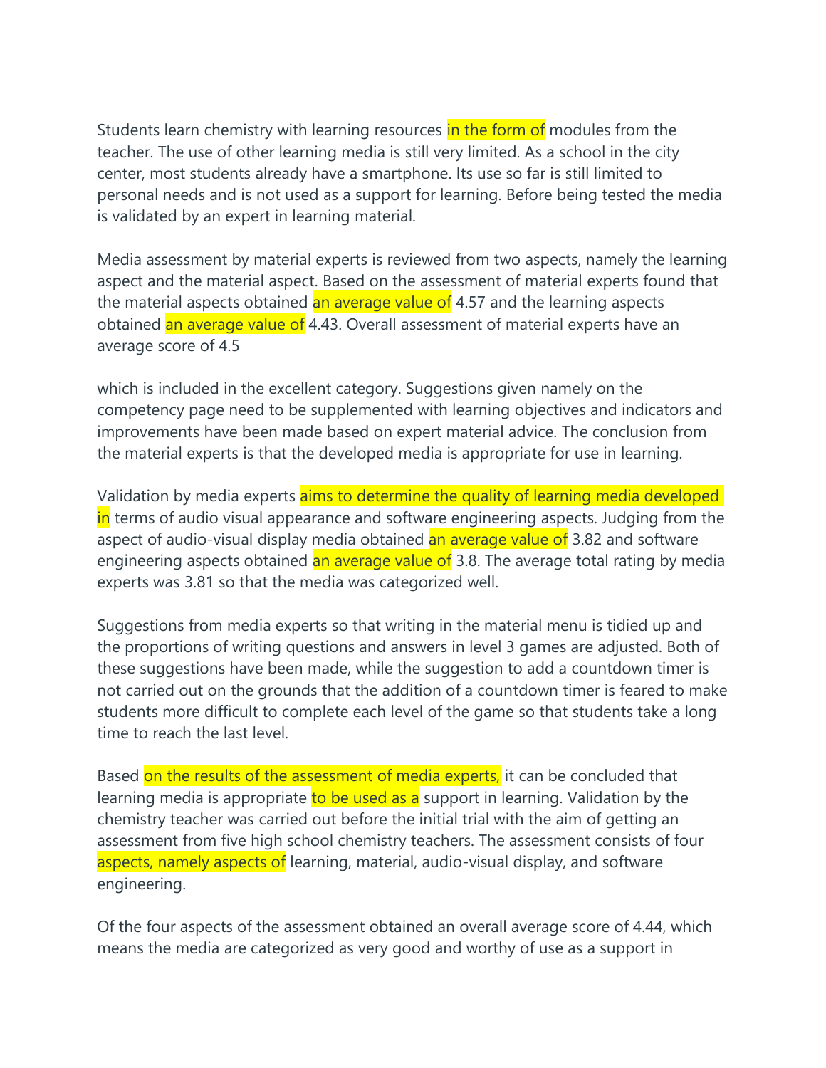Students learn chemistry with learning resources in the form of modules from the teacher. The use of other learning media is still very limited. As a school in the city center, most students already have a smartphone. Its use so far is still limited to personal needs and is not used as a support for learning. Before being tested the media is validated by an expert in learning material.

Media assessment by material experts is reviewed from two aspects, namely the learning aspect and the material aspect. Based on the assessment of material experts found that the material aspects obtained an average value of 4.57 and the learning aspects obtained an average value of 4.43. Overall assessment of material experts have an average score of 4.5

which is included in the excellent category. Suggestions given namely on the competency page need to be supplemented with learning objectives and indicators and improvements have been made based on expert material advice. The conclusion from the material experts is that the developed media is appropriate for use in learning.

Validation by media experts aims to determine the quality of learning media developed in terms of audio visual appearance and software engineering aspects. Judging from the aspect of audio-visual display media obtained an average value of 3.82 and software engineering aspects obtained an average value of 3.8. The average total rating by media experts was 3.81 so that the media was categorized well.

Suggestions from media experts so that writing in the material menu is tidied up and the proportions of writing questions and answers in level 3 games are adjusted. Both of these suggestions have been made, while the suggestion to add a countdown timer is not carried out on the grounds that the addition of a countdown timer is feared to make students more difficult to complete each level of the game so that students take a long time to reach the last level.

Based on the results of the assessment of media experts, it can be concluded that learning media is appropriate to be used as a support in learning. Validation by the chemistry teacher was carried out before the initial trial with the aim of getting an assessment from five high school chemistry teachers. The assessment consists of four aspects, namely aspects of learning, material, audio-visual display, and software engineering.

Of the four aspects of the assessment obtained an overall average score of 4.44, which means the media are categorized as very good and worthy of use as a support in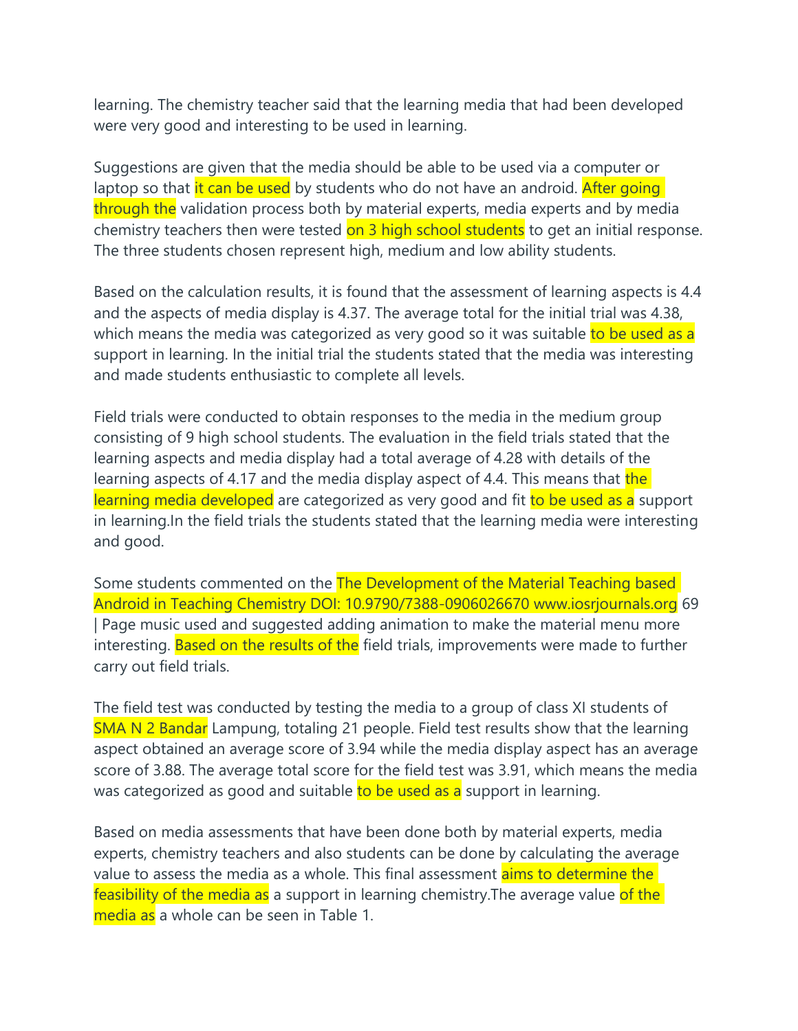learning. The chemistry teacher said that the learning media that had been developed were very good and interesting to be used in learning.

Suggestions are given that the media should be able to be used via a computer or laptop so that it can be used by students who do not have an android. After going through the validation process both by material experts, media experts and by media chemistry teachers then were tested on 3 high school students to get an initial response. The three students chosen represent high, medium and low ability students.

Based on the calculation results, it is found that the assessment of learning aspects is 4.4 and the aspects of media display is 4.37. The average total for the initial trial was 4.38, which means the media was categorized as very good so it was suitable to be used as a support in learning. In the initial trial the students stated that the media was interesting and made students enthusiastic to complete all levels.

Field trials were conducted to obtain responses to the media in the medium group consisting of 9 high school students. The evaluation in the field trials stated that the learning aspects and media display had a total average of 4.28 with details of the learning aspects of 4.17 and the media display aspect of 4.4. This means that the learning media developed are categorized as very good and fit to be used as a support in learning.In the field trials the students stated that the learning media were interesting and good.

Some students commented on the The Development of the Material Teaching based Android in Teaching Chemistry DOI: 10.9790/7388-0906026670 www.iosrjournals.org 69 | Page music used and suggested adding animation to make the material menu more interesting. Based on the results of the field trials, improvements were made to further carry out field trials.

The field test was conducted by testing the media to a group of class XI students of SMA N 2 Bandar Lampung, totaling 21 people. Field test results show that the learning aspect obtained an average score of 3.94 while the media display aspect has an average score of 3.88. The average total score for the field test was 3.91, which means the media was categorized as good and suitable to be used as a support in learning.

Based on media assessments that have been done both by material experts, media experts, chemistry teachers and also students can be done by calculating the average value to assess the media as a whole. This final assessment aims to determine the feasibility of the media as a support in learning chemistry.The average value of the media as a whole can be seen in Table 1.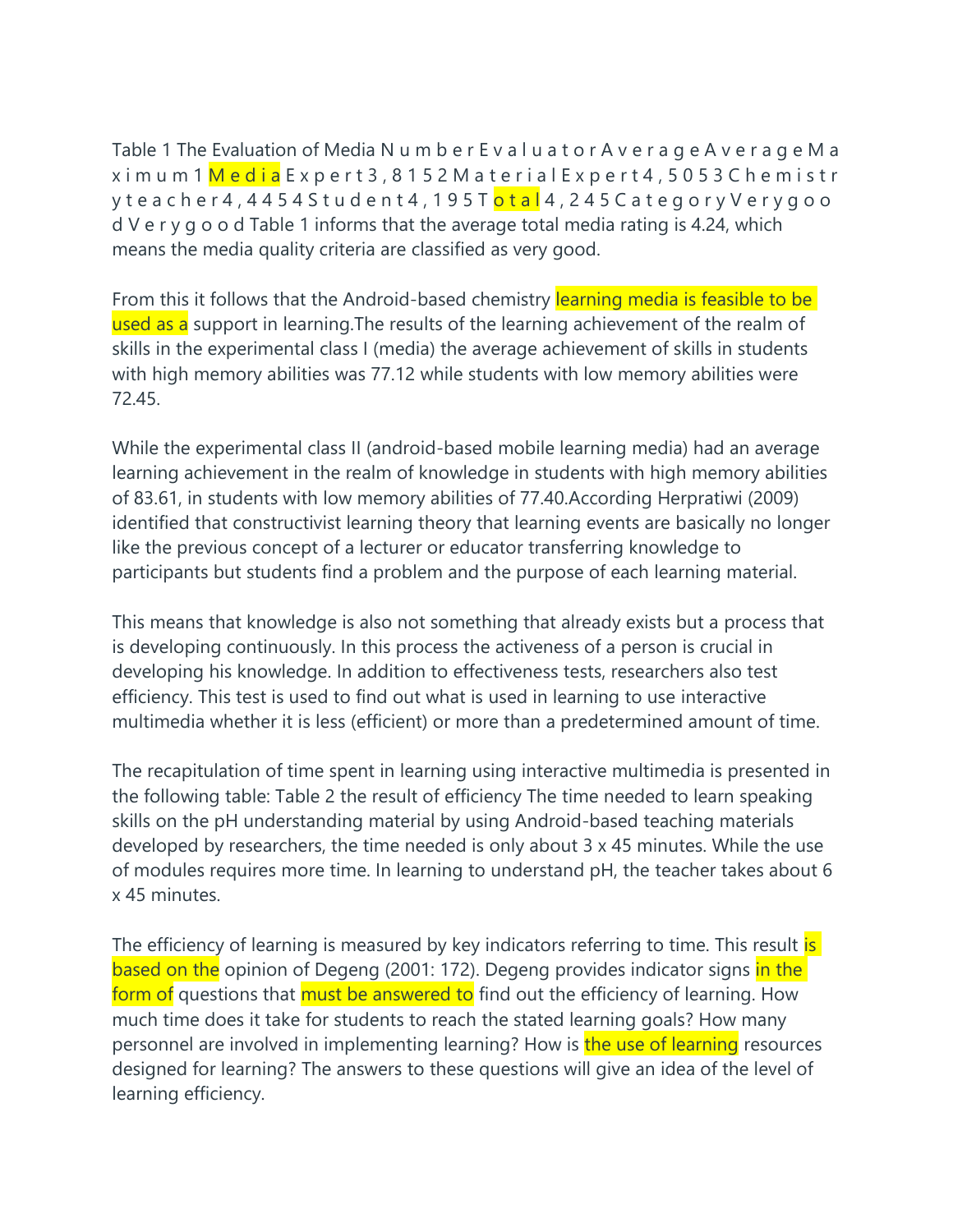Table 1 The Evaluation of Media

| Number | Evaluator | Average | Average Maximum | Category |
|---|---|---|---|---|
| 1 | Media Expert | 3,81 | 5 | |
| 2 | Material Expert | 4,50 | 5 | |
| 3 | Chemistry teacher | 4,44 | 5 | |
| 4 | Student | 4,19 | 5 | |
| | Total | 4,24 | 5 | Very good |

Very good

Table 1 informs that the average total media rating is 4.24, which means the media quality criteria are classified as very good.

From this it follows that the Android-based chemistry learning media is feasible to be used as a support in learning.The results of the learning achievement of the realm of skills in the experimental class I (media) the average achievement of skills in students with high memory abilities was 77.12 while students with low memory abilities were 72.45.

While the experimental class II (android-based mobile learning media) had an average learning achievement in the realm of knowledge in students with high memory abilities of 83.61, in students with low memory abilities of 77.40.According Herpratiwi (2009) identified that constructivist learning theory that learning events are basically no longer like the previous concept of a lecturer or educator transferring knowledge to participants but students find a problem and the purpose of each learning material.

This means that knowledge is also not something that already exists but a process that is developing continuously. In this process the activeness of a person is crucial in developing his knowledge. In addition to effectiveness tests, researchers also test efficiency. This test is used to find out what is used in learning to use interactive multimedia whether it is less (efficient) or more than a predetermined amount of time.

The recapitulation of time spent in learning using interactive multimedia is presented in the following table: Table 2 the result of efficiency The time needed to learn speaking skills on the pH understanding material by using Android-based teaching materials developed by researchers, the time needed is only about 3 x 45 minutes. While the use of modules requires more time. In learning to understand pH, the teacher takes about 6 x 45 minutes.

The efficiency of learning is measured by key indicators referring to time. This result is based on the opinion of Degeng (2001: 172). Degeng provides indicator signs in the form of questions that must be answered to find out the efficiency of learning. How much time does it take for students to reach the stated learning goals? How many personnel are involved in implementing learning? How is the use of learning resources designed for learning? The answers to these questions will give an idea of the level of learning efficiency.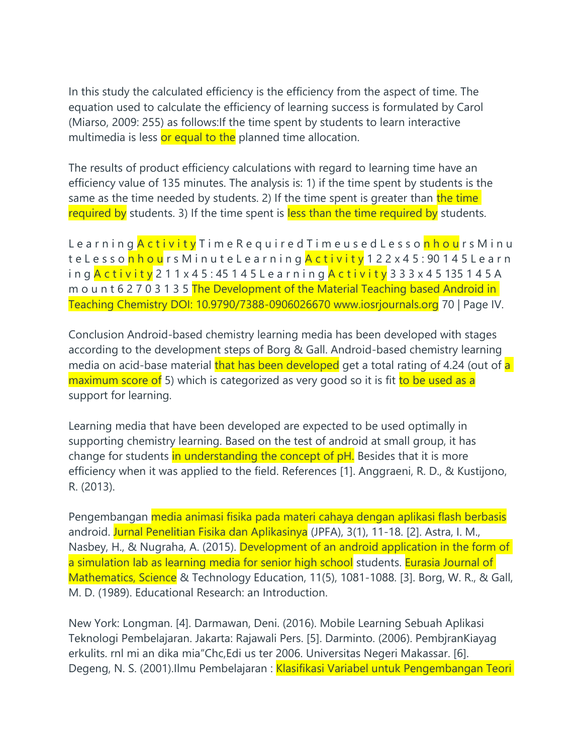In this study the calculated efficiency is the efficiency from the aspect of time. The equation used to calculate the efficiency of learning success is formulated by Carol (Miarso, 2009: 255) as follows:If the time spent by students to learn interactive multimedia is less or equal to the planned time allocation.

The results of product efficiency calculations with regard to learning time have an efficiency value of 135 minutes. The analysis is: 1) if the time spent by students is the same as the time needed by students. 2) If the time spent is greater than the time required by students. 3) If the time spent is less than the time required by students.

L e a r n i n g A c t i v i t y T i m e R e q u i r e d T i m e u s e d L e s s o n h o u r s M i n u t e L e s s o n h o u r s M i n u t e L e a r n i n g A c t i v i t y 1 2 2 x 4 5 : 90 1 4 5 L e a r n i n g A c t i v i t y 2 1 1 x 4 5 : 45 1 4 5 L e a r n i n g A c t i v i t y 3 3 3 x 4 5 135 1 4 5 A m o u n t 6 2 7 0 3 1 3 5 The Development of the Material Teaching based Android in Teaching Chemistry DOI: 10.9790/7388-0906026670 www.iosrjournals.org 70 | Page IV.

Conclusion Android-based chemistry learning media has been developed with stages according to the development steps of Borg & Gall. Android-based chemistry learning media on acid-base material that has been developed get a total rating of 4.24 (out of a maximum score of 5) which is categorized as very good so it is fit to be used as a support for learning.

Learning media that have been developed are expected to be used optimally in supporting chemistry learning. Based on the test of android at small group, it has change for students in understanding the concept of pH. Besides that it is more efficiency when it was applied to the field. References [1]. Anggraeni, R. D., & Kustijono, R. (2013).

Pengembangan media animasi fisika pada materi cahaya dengan aplikasi flash berbasis android. Jurnal Penelitian Fisika dan Aplikasinya (JPFA), 3(1), 11-18. [2]. Astra, I. M., Nasbey, H., & Nugraha, A. (2015). Development of an android application in the form of a simulation lab as learning media for senior high school students. Eurasia Journal of Mathematics, Science & Technology Education, 11(5), 1081-1088. [3]. Borg, W. R., & Gall, M. D. (1989). Educational Research: an Introduction.

New York: Longman. [4]. Darmawan, Deni. (2016). Mobile Learning Sebuah Aplikasi Teknologi Pembelajaran. Jakarta: Rajawali Pers. [5]. Darminto. (2006). PembjranKiayag erkulits. rnl mi an dika mia"Chc,Edi us ter 2006. Universitas Negeri Makassar. [6]. Degeng, N. S. (2001).Ilmu Pembelajaran : Klasifikasi Variabel untuk Pengembangan Teori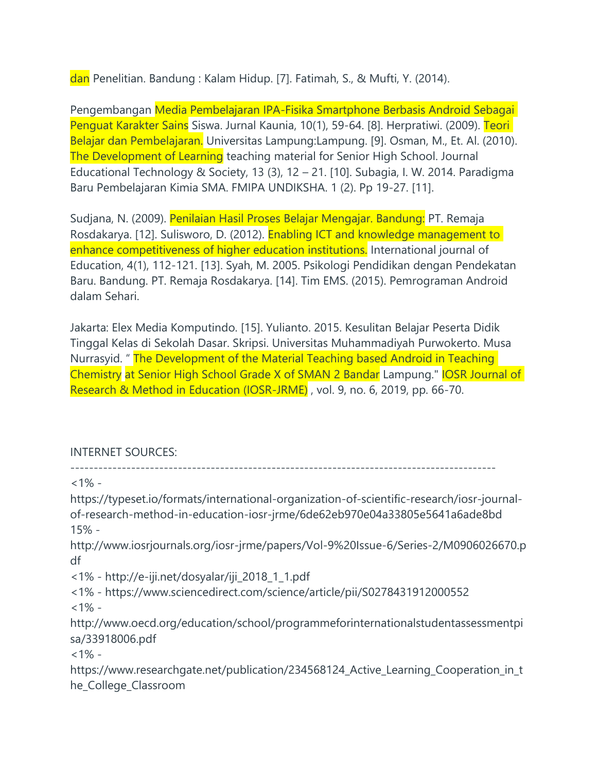dan Penelitian. Bandung : Kalam Hidup. [7]. Fatimah, S., & Mufti, Y. (2014).

Pengembangan Media Pembelajaran IPA-Fisika Smartphone Berbasis Android Sebagai Penguat Karakter Sains Siswa. Jurnal Kaunia, 10(1), 59-64. [8]. Herpratiwi. (2009). Teori Belajar dan Pembelajaran. Universitas Lampung:Lampung. [9]. Osman, M., Et. Al. (2010). The Development of Learning teaching material for Senior High School. Journal Educational Technology & Society, 13 (3), 12 – 21. [10]. Subagia, I. W. 2014. Paradigma Baru Pembelajaran Kimia SMA. FMIPA UNDIKSHA. 1 (2). Pp 19-27. [11].

Sudjana, N. (2009). Penilaian Hasil Proses Belajar Mengajar. Bandung: PT. Remaja Rosdakarya. [12]. Sulisworo, D. (2012). Enabling ICT and knowledge management to enhance competitiveness of higher education institutions. International journal of Education, 4(1), 112-121. [13]. Syah, M. 2005. Psikologi Pendidikan dengan Pendekatan Baru. Bandung. PT. Remaja Rosdakarya. [14]. Tim EMS. (2015). Pemrograman Android dalam Sehari.

Jakarta: Elex Media Komputindo. [15]. Yulianto. 2015. Kesulitan Belajar Peserta Didik Tinggal Kelas di Sekolah Dasar. Skripsi. Universitas Muhammadiyah Purwokerto. Musa Nurrasyid. " The Development of the Material Teaching based Android in Teaching Chemistry at Senior High School Grade X of SMAN 2 Bandar Lampung." IOSR Journal of Research & Method in Education (IOSR-JRME) , vol. 9, no. 6, 2019, pp. 66-70.

INTERNET SOURCES:

-------------------------------------------------------------------------------------------

<1% - https://typeset.io/formats/international-organization-of-scientific-research/iosr-journal-of-research-method-in-education-iosr-jrme/6de62eb970e04a33805e5641a6ade8bd

15% - http://www.iosrjournals.org/iosr-jrme/papers/Vol-9%20Issue-6/Series-2/M0906026670.pdf

<1% - http://e-iji.net/dosyalar/iji_2018_1_1.pdf

<1% - https://www.sciencedirect.com/science/article/pii/S0278431912000552

<1% - http://www.oecd.org/education/school/programmeforinternationalstudentassessmentpisa/33918006.pdf

<1% - https://www.researchgate.net/publication/234568124_Active_Learning_Cooperation_in_the_College_Classroom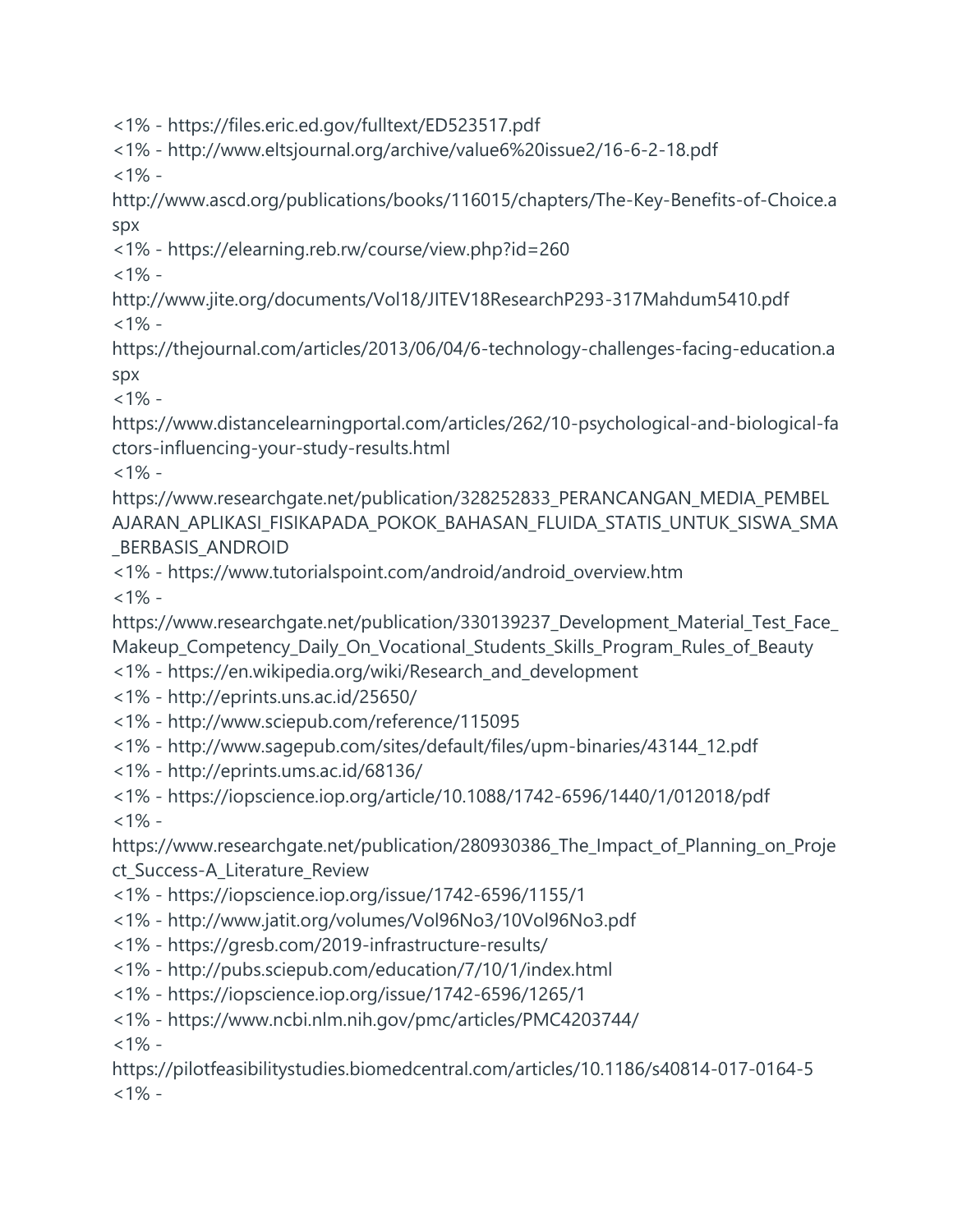<1% - https://files.eric.ed.gov/fulltext/ED523517.pdf
<1% - http://www.eltsjournal.org/archive/value6%20issue2/16-6-2-18.pdf
<1% - http://www.ascd.org/publications/books/116015/chapters/The-Key-Benefits-of-Choice.aspx
<1% - https://elearning.reb.rw/course/view.php?id=260
<1% - http://www.jite.org/documents/Vol18/JITEV18ResearchP293-317Mahdum5410.pdf
<1% - https://thejournal.com/articles/2013/06/04/6-technology-challenges-facing-education.aspx
<1% - https://www.distancelearningportal.com/articles/262/10-psychological-and-biological-factors-influencing-your-study-results.html
<1% - https://www.researchgate.net/publication/328252833_PERANCANGAN_MEDIA_PEMBELAJARAN_APLIKASI_FISIKAPADA_POKOK_BAHASAN_FLUIDA_STATIS_UNTUK_SISWA_SMA_BERBASIS_ANDROID
<1% - https://www.tutorialspoint.com/android/android_overview.htm
<1% - https://www.researchgate.net/publication/330139237_Development_Material_Test_Face_Makeup_Competency_Daily_On_Vocational_Students_Skills_Program_Rules_of_Beauty
<1% - https://en.wikipedia.org/wiki/Research_and_development
<1% - http://eprints.uns.ac.id/25650/
<1% - http://www.sciepub.com/reference/115095
<1% - http://www.sagepub.com/sites/default/files/upm-binaries/43144_12.pdf
<1% - http://eprints.ums.ac.id/68136/
<1% - https://iopscience.iop.org/article/10.1088/1742-6596/1440/1/012018/pdf
<1% - https://www.researchgate.net/publication/280930386_The_Impact_of_Planning_on_Project_Success-A_Literature_Review
<1% - https://iopscience.iop.org/issue/1742-6596/1155/1
<1% - http://www.jatit.org/volumes/Vol96No3/10Vol96No3.pdf
<1% - https://gresb.com/2019-infrastructure-results/
<1% - http://pubs.sciepub.com/education/7/10/1/index.html
<1% - https://iopscience.iop.org/issue/1742-6596/1265/1
<1% - https://www.ncbi.nlm.nih.gov/pmc/articles/PMC4203744/
<1% - https://pilotfeasibilitystudies.biomedcentral.com/articles/10.1186/s40814-017-0164-5
<1% -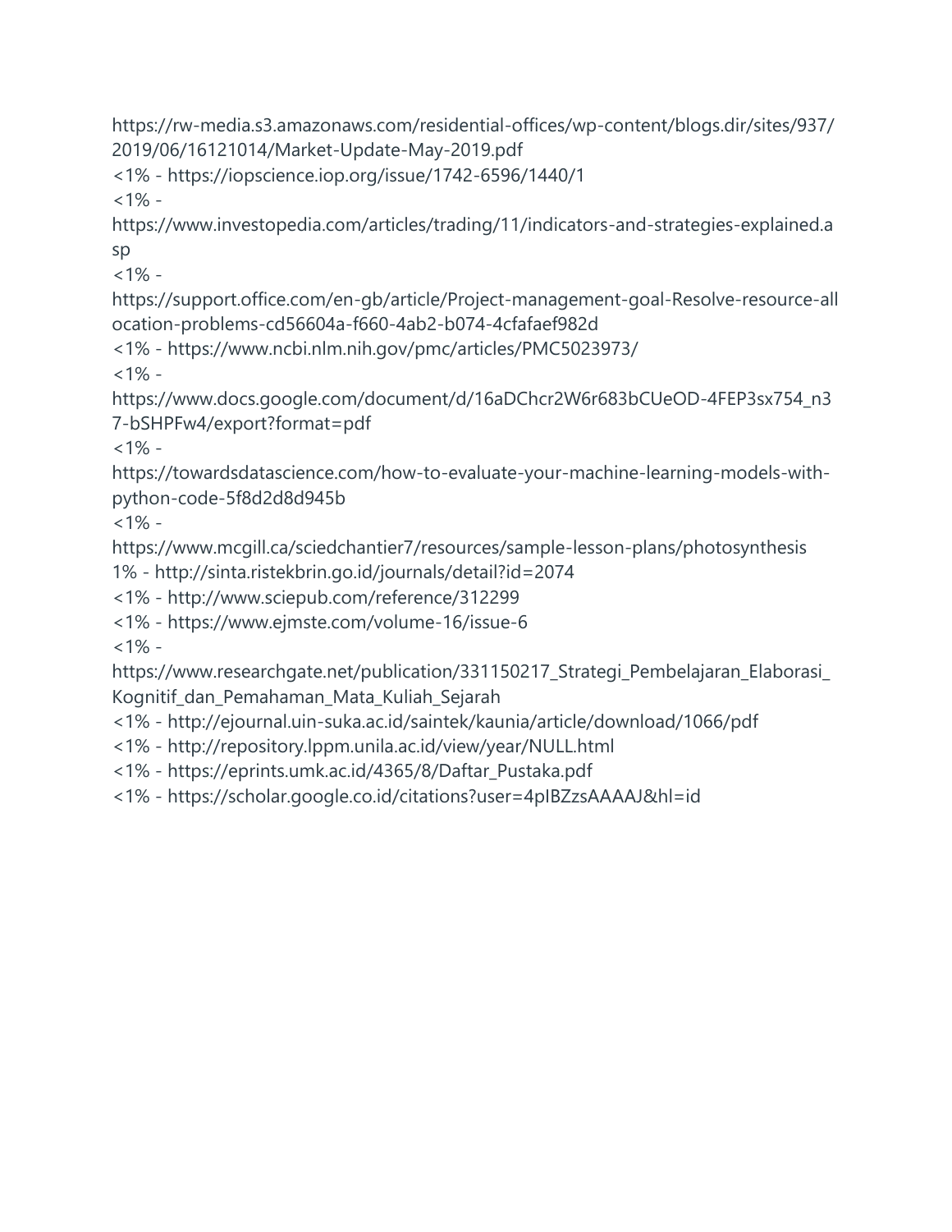https://rw-media.s3.amazonaws.com/residential-offices/wp-content/blogs.dir/sites/937/2019/06/16121014/Market-Update-May-2019.pdf

<1% - https://iopscience.iop.org/issue/1742-6596/1440/1

<1% - https://www.investopedia.com/articles/trading/11/indicators-and-strategies-explained.asp

<1% - https://support.office.com/en-gb/article/Project-management-goal-Resolve-resource-allocation-problems-cd56604a-f660-4ab2-b074-4cfafaef982d

<1% - https://www.ncbi.nlm.nih.gov/pmc/articles/PMC5023973/

<1% - https://www.docs.google.com/document/d/16aDChcr2W6r683bCUeOD-4FEP3sx754_n37-bSHPFw4/export?format=pdf

<1% - https://towardsdatascience.com/how-to-evaluate-your-machine-learning-models-with-python-code-5f8d2d8d945b

<1% - https://www.mcgill.ca/sciedchantier7/resources/sample-lesson-plans/photosynthesis

1% - http://sinta.ristekbrin.go.id/journals/detail?id=2074

<1% - http://www.sciepub.com/reference/312299

<1% - https://www.ejmste.com/volume-16/issue-6

<1% - https://www.researchgate.net/publication/331150217_Strategi_Pembelajaran_Elaborasi_Kognitif_dan_Pemahaman_Mata_Kuliah_Sejarah

<1% - http://ejournal.uin-suka.ac.id/saintek/kaunia/article/download/1066/pdf

<1% - http://repository.lppm.unila.ac.id/view/year/NULL.html

<1% - https://eprints.umk.ac.id/4365/8/Daftar_Pustaka.pdf

<1% - https://scholar.google.co.id/citations?user=4pIBZzsAAAAJ&hl=id